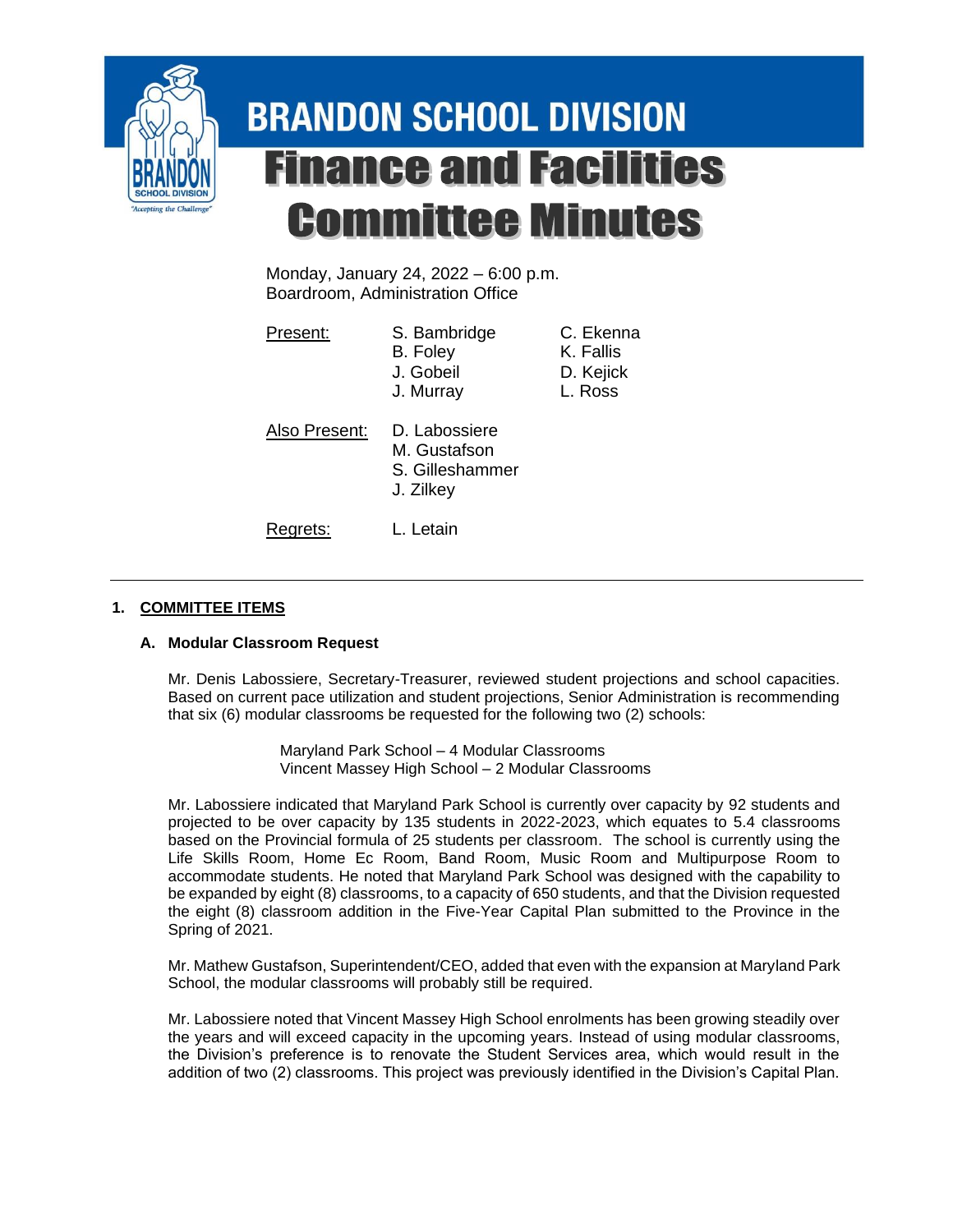# BRANDON SCHOOL DIVISION

# Finance and Facilities Committee Minutes

Monday, January 24, 2022 – 6:00 p.m.
Boardroom, Administration Office

| Present: | S. Bambridge | C. Ekenna |
|---|---|---|
| | B. Foley | K. Fallis |
| | J. Gobeil | D. Kejick |
| | J. Murray | L. Ross |

Also Present: D. Labossiere, M. Gustafson, S. Gilleshammer, J. Zilkey

Regrets: L. Letain

---

## 1. COMMITTEE ITEMS

### A. Modular Classroom Request

Mr. Denis Labossiere, Secretary-Treasurer, reviewed student projections and school capacities. Based on current pace utilization and student projections, Senior Administration is recommending that six (6) modular classrooms be requested for the following two (2) schools:

Maryland Park School – 4 Modular Classrooms
Vincent Massey High School – 2 Modular Classrooms

Mr. Labossiere indicated that Maryland Park School is currently over capacity by 92 students and projected to be over capacity by 135 students in 2022-2023, which equates to 5.4 classrooms based on the Provincial formula of 25 students per classroom. The school is currently using the Life Skills Room, Home Ec Room, Band Room, Music Room and Multipurpose Room to accommodate students. He noted that Maryland Park School was designed with the capability to be expanded by eight (8) classrooms, to a capacity of 650 students, and that the Division requested the eight (8) classroom addition in the Five-Year Capital Plan submitted to the Province in the Spring of 2021.

Mr. Mathew Gustafson, Superintendent/CEO, added that even with the expansion at Maryland Park School, the modular classrooms will probably still be required.

Mr. Labossiere noted that Vincent Massey High School enrolments has been growing steadily over the years and will exceed capacity in the upcoming years. Instead of using modular classrooms, the Division's preference is to renovate the Student Services area, which would result in the addition of two (2) classrooms. This project was previously identified in the Division's Capital Plan.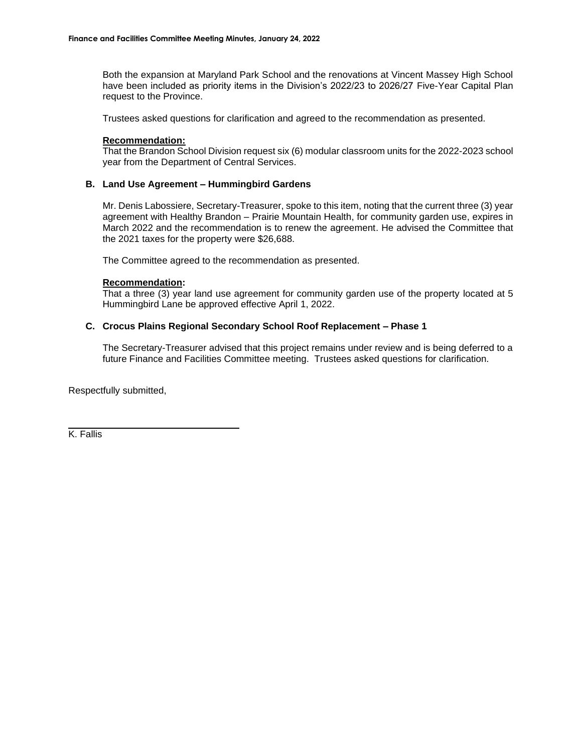Both the expansion at Maryland Park School and the renovations at Vincent Massey High School have been included as priority items in the Division's 2022/23 to 2026/27 Five-Year Capital Plan request to the Province.

Trustees asked questions for clarification and agreed to the recommendation as presented.

**Recommendation:**
That the Brandon School Division request six (6) modular classroom units for the 2022-2023 school year from the Department of Central Services.

### B. Land Use Agreement – Hummingbird Gardens

Mr. Denis Labossiere, Secretary-Treasurer, spoke to this item, noting that the current three (3) year agreement with Healthy Brandon – Prairie Mountain Health, for community garden use, expires in March 2022 and the recommendation is to renew the agreement. He advised the Committee that the 2021 taxes for the property were $26,688.

The Committee agreed to the recommendation as presented.

**Recommendation:**
That a three (3) year land use agreement for community garden use of the property located at 5 Hummingbird Lane be approved effective April 1, 2022.

### C. Crocus Plains Regional Secondary School Roof Replacement – Phase 1

The Secretary-Treasurer advised that this project remains under review and is being deferred to a future Finance and Facilities Committee meeting. Trustees asked questions for clarification.

Respectfully submitted,

K. Fallis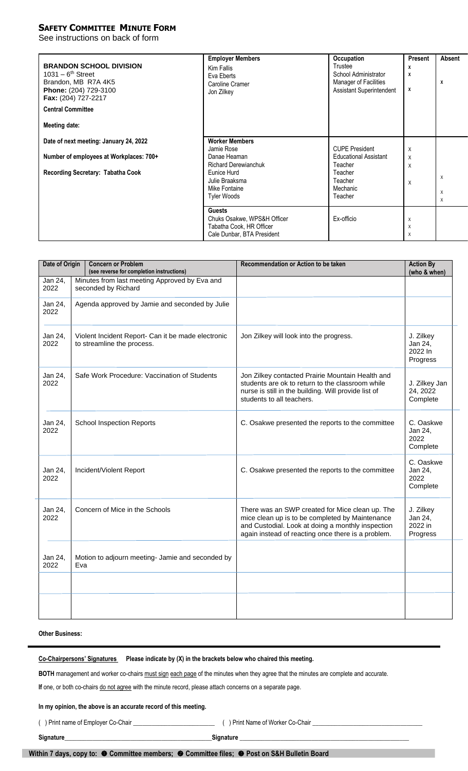## **SAFETY COMMITTEE MINUTE FORM**

See instructions on back of form

| | Employer Members | Occupation | Present | Absent |
|---|---|---|---|---|
| **BRANDON SCHOOL DIVISION**<br>1031 – 6th Street<br>Brandon, MB R7A 4K5<br>**Phone:** (204) 729-3100<br>**Fax:** (204) 727-2217<br>**Central Committee**<br>**Meeting date:** | Kim Fallis<br>Eva Eberts<br>Caroline Cramer<br>Jon Zilkey | Trustee<br>School Administrator<br>Manager of Facilities<br>Assistant Superintendent | x<br>x<br><br>x | <br><br>x<br> |
| **Date of next meeting: January 24, 2022**<br>**Number of employees at Workplaces: 700+**<br>**Recording Secretary: Tabatha Cook** | **Worker Members**<br>Jamie Rose<br>Danae Heaman<br>Richard Derewianchuk<br>Eunice Hurd<br>Julie Braaksma<br>Mike Fontaine<br>Tyler Woods | CUPE President<br>Educational Assistant<br>Teacher<br>Teacher<br>Teacher<br>Mechanic<br>Teacher | x<br>x<br>x<br><br>x<br><br> | <br><br><br>x<br><br>x<br>x |
| | **Guests**<br>Chuks Osakwe, WPS&H Officer<br>Tabatha Cook, HR Officer<br>Cale Dunbar, BTA President | Ex-officio | x<br>x<br>x | |

| Date of Origin | Concern or Problem (see reverse for completion instructions) | Recommendation or Action to be taken | Action By (who & when) |
|---|---|---|---|
| Jan 24, 2022 | Minutes from last meeting Approved by Eva and seconded by Richard | | |
| Jan 24, 2022 | Agenda approved by Jamie and seconded by Julie | | |
| Jan 24, 2022 | Violent Incident Report- Can it be made electronic to streamline the process. | Jon Zilkey will look into the progress. | J. Zilkey Jan 24, 2022 In Progress |
| Jan 24, 2022 | Safe Work Procedure: Vaccination of Students | Jon Zilkey contacted Prairie Mountain Health and students are ok to return to the classroom while nurse is still in the building. Will provide list of students to all teachers. | J. Zilkey Jan 24, 2022 Complete |
| Jan 24, 2022 | School Inspection Reports | C. Osakwe presented the reports to the committee | C. Oaskwe Jan 24, 2022 Complete |
| Jan 24, 2022 | Incident/Violent Report | C. Osakwe presented the reports to the committee | C. Oaskwe Jan 24, 2022 Complete |
| Jan 24, 2022 | Concern of Mice in the Schools | There was an SWP created for Mice clean up. The mice clean up is to be completed by Maintenance and Custodial. Look at doing a monthly inspection again instead of reacting once there is a problem. | J. Zilkey Jan 24, 2022 in Progress |
| Jan 24, 2022 | Motion to adjourn meeting- Jamie and seconded by Eva | | |
| | | | |
| | | | |

**Other Business:**

**Co-Chairpersons' Signatures** **Please indicate by (X) in the brackets below who chaired this meeting.**

**BOTH** management and worker co-chairs must sign each page of the minutes when they agree that the minutes are complete and accurate.

**If** one, or both co-chairs do not agree with the minute record, please attach concerns on a separate page.

**In my opinion, the above is an accurate record of this meeting.**

( ) Print name of Employer Co-Chair ________________________ ( ) Print Name of Worker Co-Chair ________________________

**Signature**________________________________________ **Signature** ________________________________________

**Within 7 days, copy to: ❶ Committee members; ❷ Committee files; ❸ Post on S&H Bulletin Board**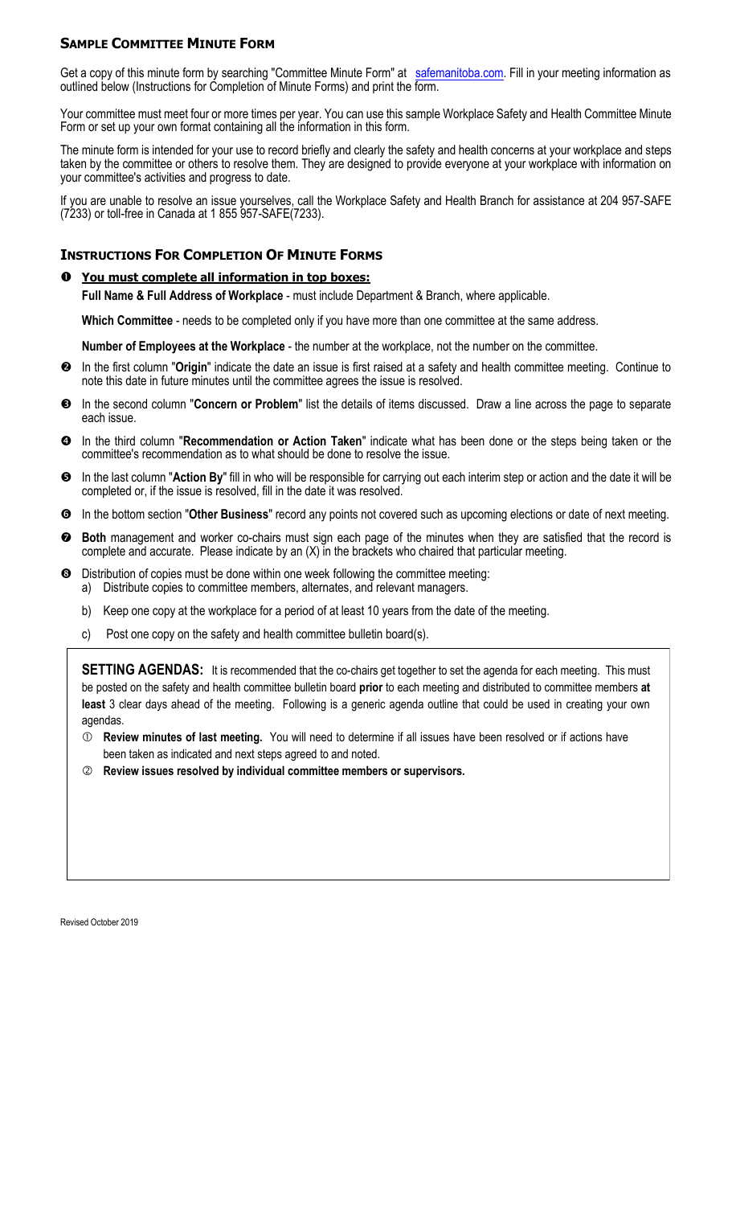## SAMPLE COMMITTEE MINUTE FORM

Get a copy of this minute form by searching "Committee Minute Form" at safemanitoba.com. Fill in your meeting information as outlined below (Instructions for Completion of Minute Forms) and print the form.

Your committee must meet four or more times per year. You can use this sample Workplace Safety and Health Committee Minute Form or set up your own format containing all the information in this form.

The minute form is intended for your use to record briefly and clearly the safety and health concerns at your workplace and steps taken by the committee or others to resolve them. They are designed to provide everyone at your workplace with information on your committee's activities and progress to date.

If you are unable to resolve an issue yourselves, call the Workplace Safety and Health Branch for assistance at 204 957-SAFE (7233) or toll-free in Canada at 1 855 957-SAFE(7233).

## INSTRUCTIONS FOR COMPLETION OF MINUTE FORMS

❶ **You must complete all information in top boxes:**

**Full Name & Full Address of Workplace** - must include Department & Branch, where applicable.

**Which Committee** - needs to be completed only if you have more than one committee at the same address.

**Number of Employees at the Workplace** - the number at the workplace, not the number on the committee.

❷ In the first column "**Origin**" indicate the date an issue is first raised at a safety and health committee meeting. Continue to note this date in future minutes until the committee agrees the issue is resolved.

❸ In the second column "**Concern or Problem**" list the details of items discussed. Draw a line across the page to separate each issue.

❹ In the third column "**Recommendation or Action Taken**" indicate what has been done or the steps being taken or the committee's recommendation as to what should be done to resolve the issue.

❺ In the last column "**Action By**" fill in who will be responsible for carrying out each interim step or action and the date it will be completed or, if the issue is resolved, fill in the date it was resolved.

❻ In the bottom section "**Other Business**" record any points not covered such as upcoming elections or date of next meeting.

❼ **Both** management and worker co-chairs must sign each page of the minutes when they are satisfied that the record is complete and accurate. Please indicate by an (X) in the brackets who chaired that particular meeting.

❽ Distribution of copies must be done within one week following the committee meeting:

a) Distribute copies to committee members, alternates, and relevant managers.

b) Keep one copy at the workplace for a period of at least 10 years from the date of the meeting.

c) Post one copy on the safety and health committee bulletin board(s).

**SETTING AGENDAS:** It is recommended that the co-chairs get together to set the agenda for each meeting. This must be posted on the safety and health committee bulletin board **prior** to each meeting and distributed to committee members **at least** 3 clear days ahead of the meeting. Following is a generic agenda outline that could be used in creating your own agendas.

① **Review minutes of last meeting.** You will need to determine if all issues have been resolved or if actions have been taken as indicated and next steps agreed to and noted.

② **Review issues resolved by individual committee members or supervisors.**

Revised October 2019